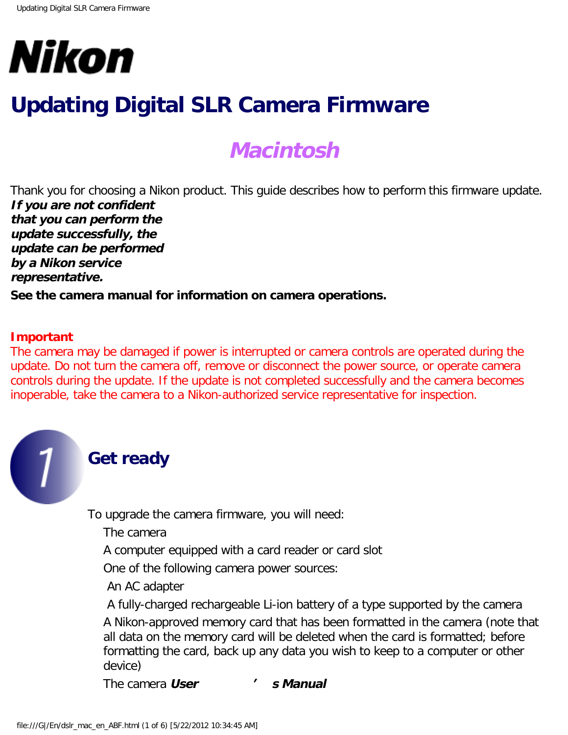# Nikon

# Updating Digital SLR Camera Firmware

## *Macintosh*

Thank you for choosing a Nikon product. This guide describes how to perform this firmware update. ***If you are not confident that you can perform the update successfully, the update can be performed by a Nikon service representative.***

**See the camera manual for information on camera operations.**

**Important**

The camera may be damaged if power is interrupted or camera controls are operated during the update. Do not turn the camera off, remove or disconnect the power source, or operate camera controls during the update. If the update is not completed successfully and the camera becomes inoperable, take the camera to a Nikon-authorized service representative for inspection.

## 1 Get ready

To upgrade the camera firmware, you will need:

- The camera
- A computer equipped with a card reader or card slot
- One of the following camera power sources:
  - An AC adapter
  - A fully-charged rechargeable Li-ion battery of a type supported by the camera
- A Nikon-approved memory card that has been formatted in the camera (note that all data on the memory card will be deleted when the card is formatted; before formatting the card, back up any data you wish to keep to a computer or other device)
- The camera ***User's Manual***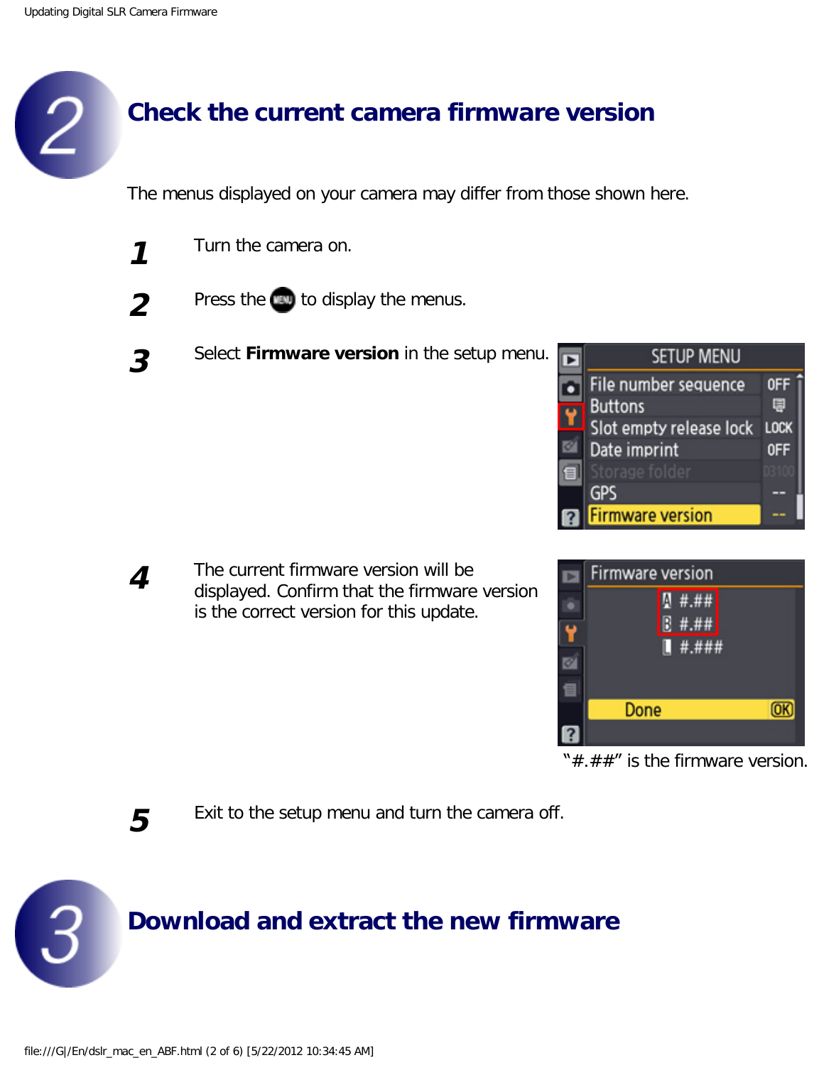## 2 Check the current camera firmware version

The menus displayed on your camera may differ from those shown here.

1. Turn the camera on.
2. Press the MENU to display the menus.
3. Select **Firmware version** in the setup menu.
4. The current firmware version will be displayed. Confirm that the firmware version is the correct version for this update.

   "#.##" is the firmware version.
5. Exit to the setup menu and turn the camera off.

## 3 Download and extract the new firmware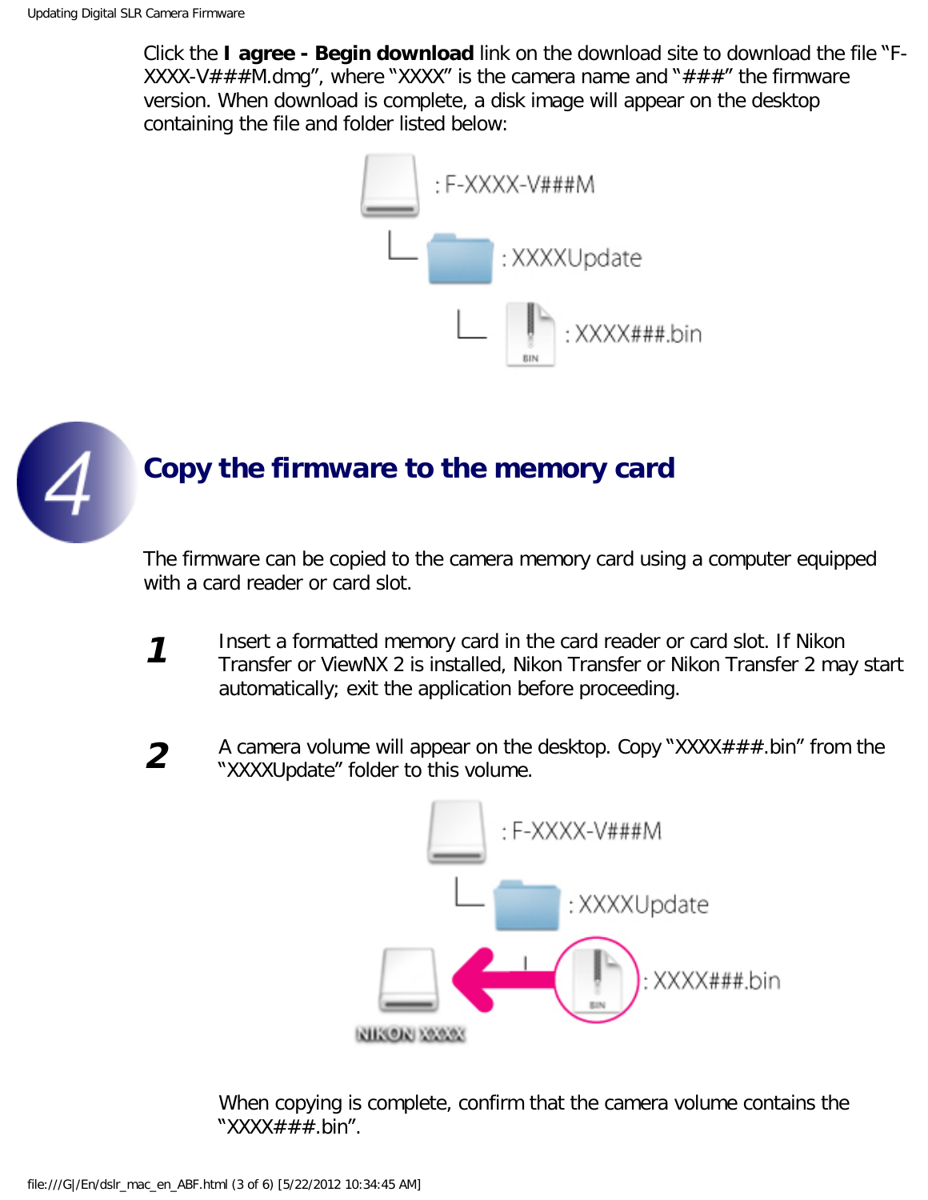Click the **I agree - Begin download** link on the download site to download the file "F-XXXX-V###M.dmg", where "XXXX" is the camera name and "###" the firmware version. When download is complete, a disk image will appear on the desktop containing the file and folder listed below:

: F-XXXX-V###M

: XXXXUpdate

: XXXX###.bin

## 4 Copy the firmware to the memory card

The firmware can be copied to the camera memory card using a computer equipped with a card reader or card slot.

**1** Insert a formatted memory card in the card reader or card slot. If Nikon Transfer or ViewNX 2 is installed, Nikon Transfer or Nikon Transfer 2 may start automatically; exit the application before proceeding.

**2** A camera volume will appear on the desktop. Copy "XXXX###.bin" from the "XXXXUpdate" folder to this volume.

: F-XXXX-V###M

: XXXXUpdate

: XXXX###.bin

NIKON XXXX

When copying is complete, confirm that the camera volume contains the "XXXX###.bin".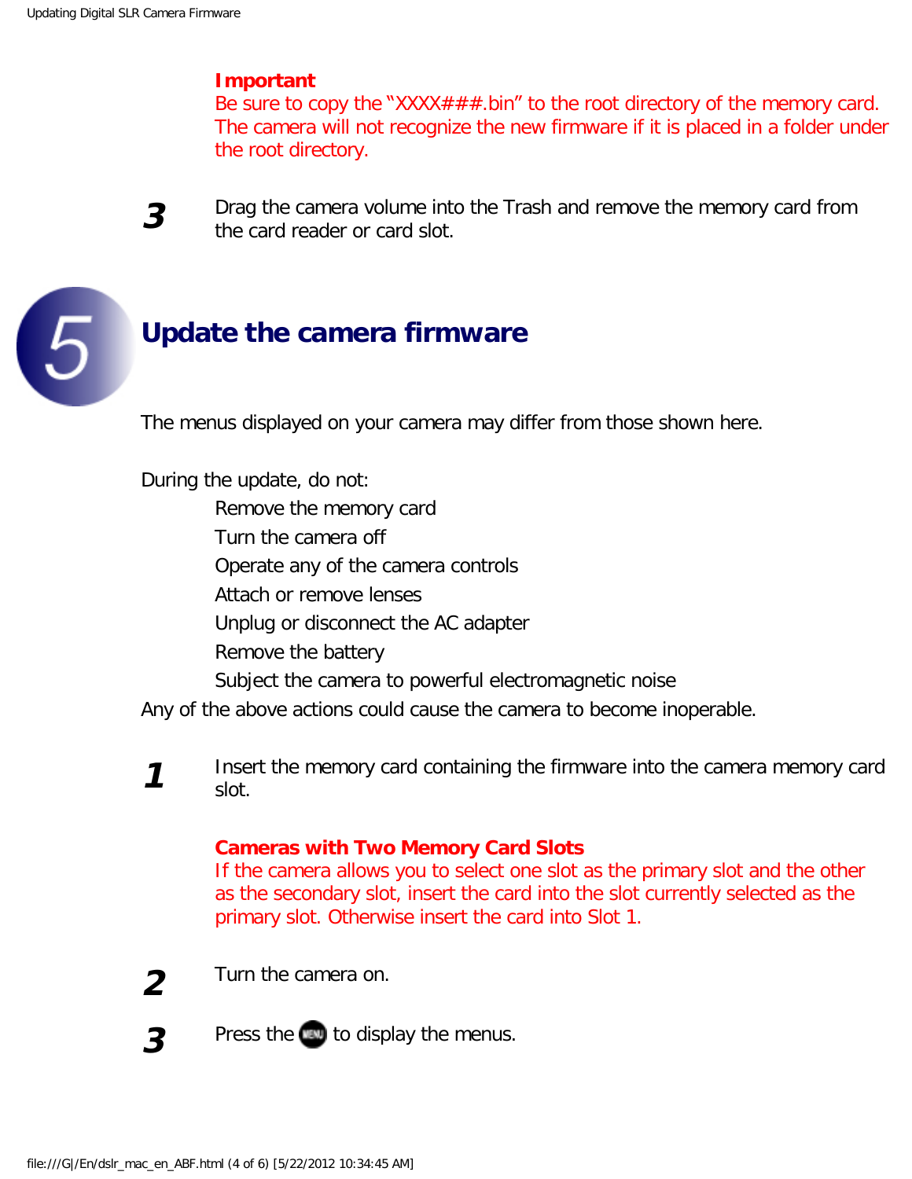**Important**

Be sure to copy the "XXXX###.bin" to the root directory of the memory card. The camera will not recognize the new firmware if it is placed in a folder under the root directory.

**3** Drag the camera volume into the Trash and remove the memory card from the card reader or card slot.

## 5 Update the camera firmware

The menus displayed on your camera may differ from those shown here.

During the update, do not:

- Remove the memory card
- Turn the camera off
- Operate any of the camera controls
- Attach or remove lenses
- Unplug or disconnect the AC adapter
- Remove the battery
- Subject the camera to powerful electromagnetic noise

Any of the above actions could cause the camera to become inoperable.

**1** Insert the memory card containing the firmware into the camera memory card slot.

**Cameras with Two Memory Card Slots**

If the camera allows you to select one slot as the primary slot and the other as the secondary slot, insert the card into the slot currently selected as the primary slot. Otherwise insert the card into Slot 1.

**2** Turn the camera on.

**3** Press the MENU to display the menus.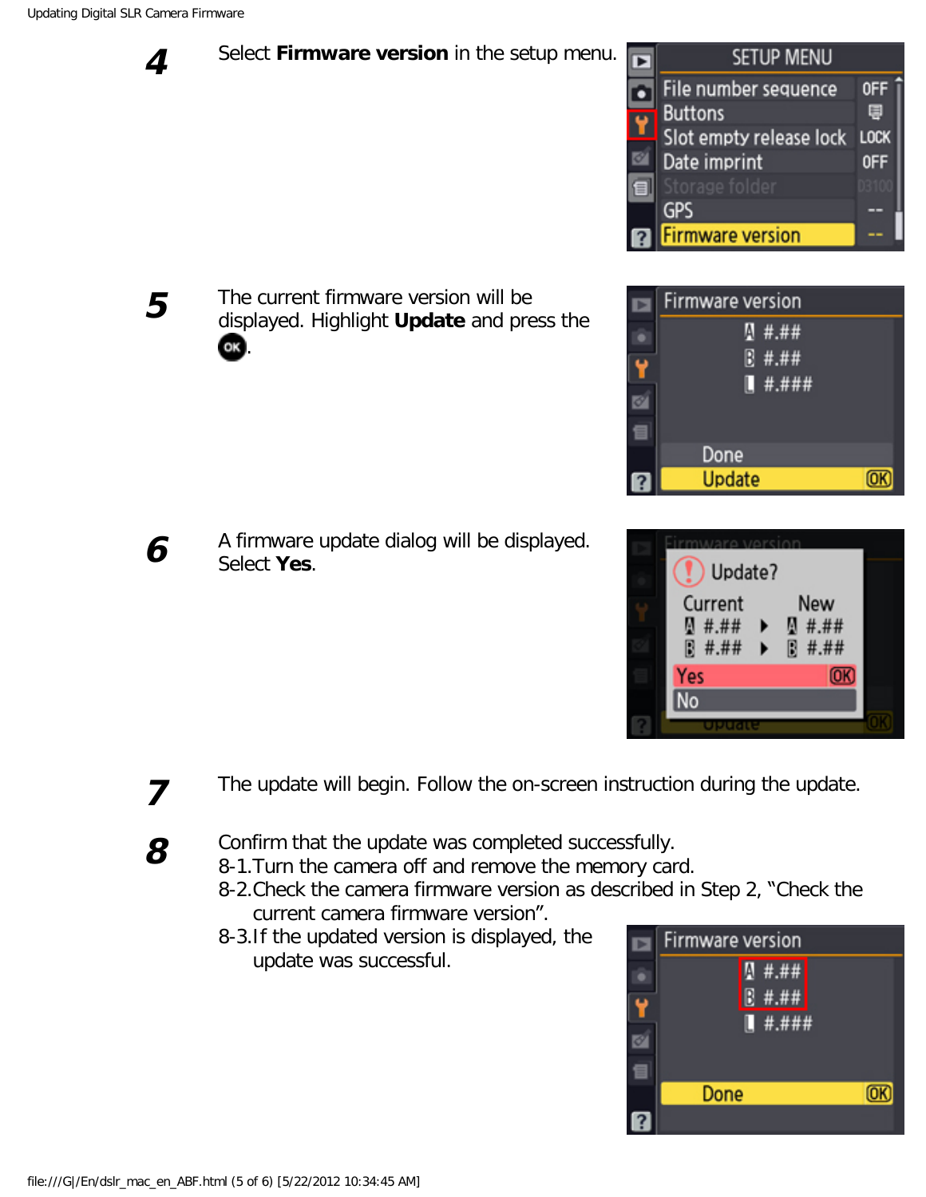**4** Select **Firmware version** in the setup menu.

**5** The current firmware version will be displayed. Highlight **Update** and press the OK.

**6** A firmware update dialog will be displayed. Select **Yes**.

**7** The update will begin. Follow the on-screen instruction during the update.

**8** Confirm that the update was completed successfully.

8-1. Turn the camera off and remove the memory card.

8-2. Check the camera firmware version as described in Step 2, "Check the current camera firmware version".

8-3. If the updated version is displayed, the update was successful.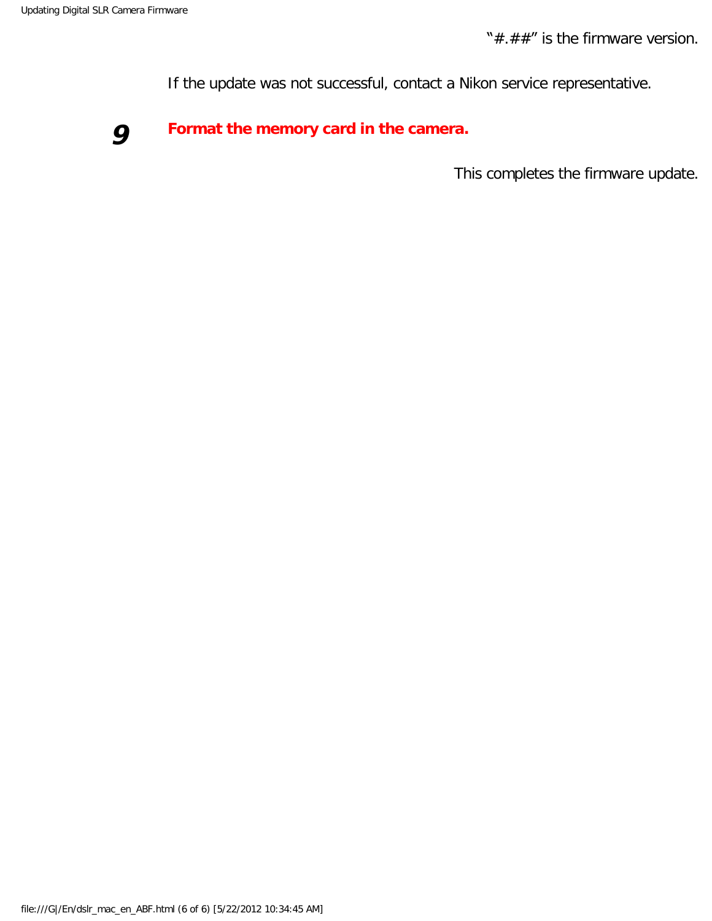“#.##” is the firmware version.

If the update was not successful, contact a Nikon service representative.

**9** **Format the memory card in the camera.**

This completes the firmware update.